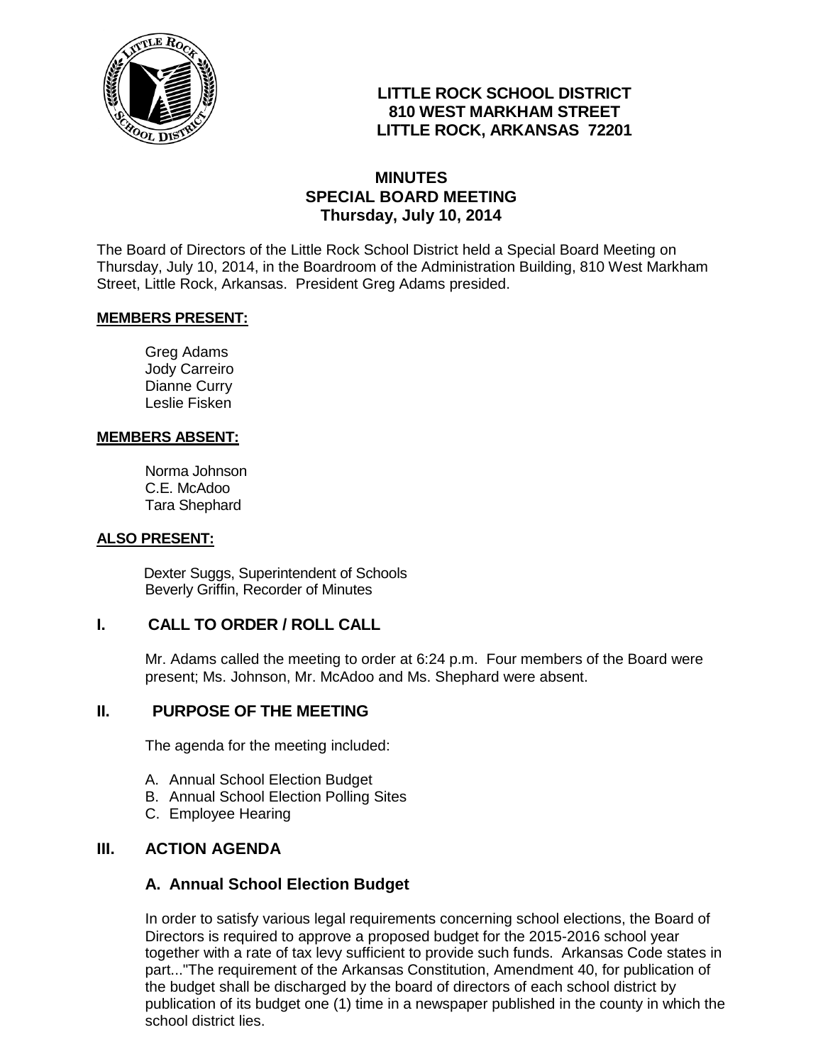**LITTLE ROCK SCHOOL DISTRICT**
**810 WEST MARKHAM STREET**
**LITTLE ROCK, ARKANSAS 72201**

# MINUTES
## SPECIAL BOARD MEETING
### Thursday, July 10, 2014

The Board of Directors of the Little Rock School District held a Special Board Meeting on Thursday, July 10, 2014, in the Boardroom of the Administration Building, 810 West Markham Street, Little Rock, Arkansas. President Greg Adams presided.

**MEMBERS PRESENT:**

Greg Adams
Jody Carreiro
Dianne Curry
Leslie Fisken

**MEMBERS ABSENT:**

Norma Johnson
C.E. McAdoo
Tara Shephard

**ALSO PRESENT:**

Dexter Suggs, Superintendent of Schools
Beverly Griffin, Recorder of Minutes

## I. CALL TO ORDER / ROLL CALL

Mr. Adams called the meeting to order at 6:24 p.m. Four members of the Board were present; Ms. Johnson, Mr. McAdoo and Ms. Shephard were absent.

## II. PURPOSE OF THE MEETING

The agenda for the meeting included:

A. Annual School Election Budget
B. Annual School Election Polling Sites
C. Employee Hearing

## III. ACTION AGENDA

### A. Annual School Election Budget

In order to satisfy various legal requirements concerning school elections, the Board of Directors is required to approve a proposed budget for the 2015-2016 school year together with a rate of tax levy sufficient to provide such funds. Arkansas Code states in part..."The requirement of the Arkansas Constitution, Amendment 40, for publication of the budget shall be discharged by the board of directors of each school district by publication of its budget one (1) time in a newspaper published in the county in which the school district lies.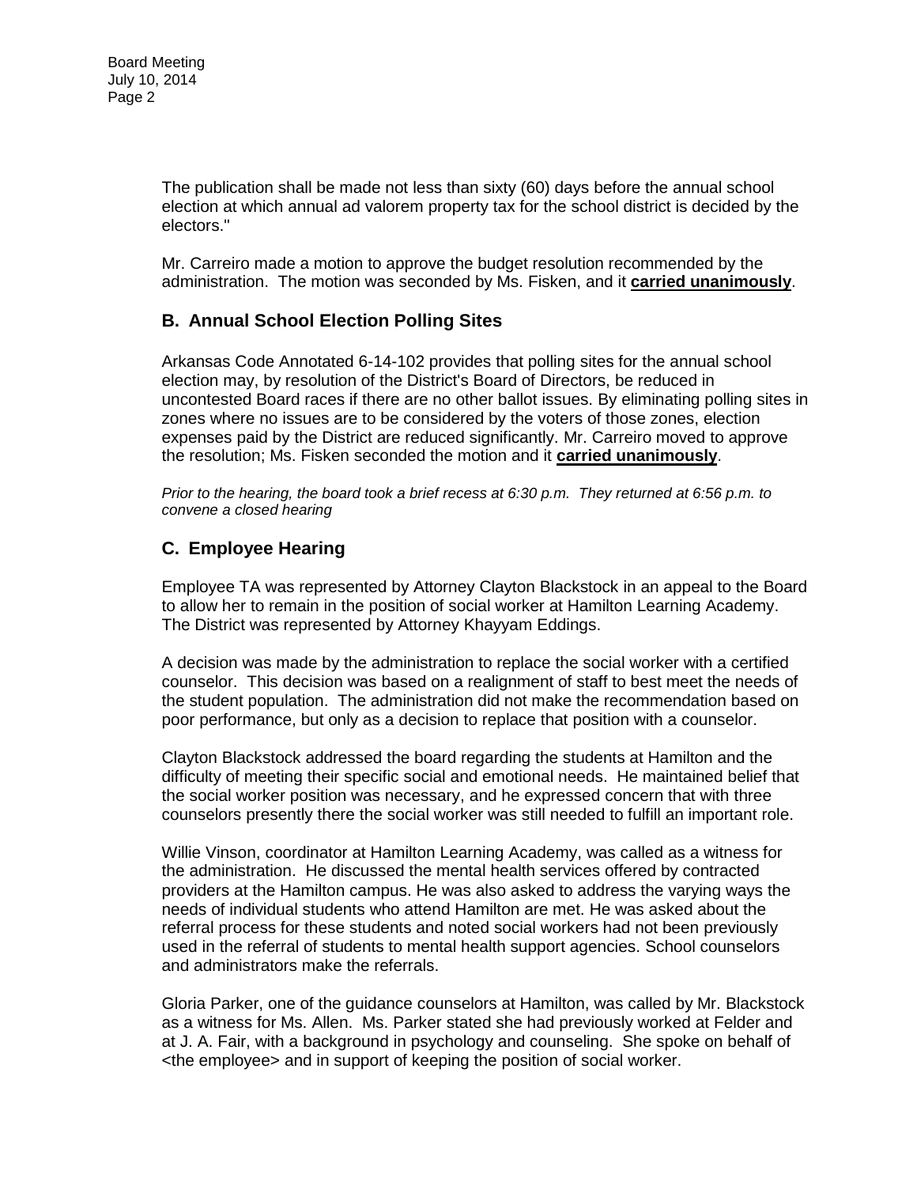The publication shall be made not less than sixty (60) days before the annual school election at which annual ad valorem property tax for the school district is decided by the electors."

Mr. Carreiro made a motion to approve the budget resolution recommended by the administration. The motion was seconded by Ms. Fisken, and it **carried unanimously**.

## B. Annual School Election Polling Sites

Arkansas Code Annotated 6-14-102 provides that polling sites for the annual school election may, by resolution of the District's Board of Directors, be reduced in uncontested Board races if there are no other ballot issues. By eliminating polling sites in zones where no issues are to be considered by the voters of those zones, election expenses paid by the District are reduced significantly. Mr. Carreiro moved to approve the resolution; Ms. Fisken seconded the motion and it **carried unanimously**.

*Prior to the hearing, the board took a brief recess at 6:30 p.m. They returned at 6:56 p.m. to convene a closed hearing*

## C. Employee Hearing

Employee TA was represented by Attorney Clayton Blackstock in an appeal to the Board to allow her to remain in the position of social worker at Hamilton Learning Academy. The District was represented by Attorney Khayyam Eddings.

A decision was made by the administration to replace the social worker with a certified counselor. This decision was based on a realignment of staff to best meet the needs of the student population. The administration did not make the recommendation based on poor performance, but only as a decision to replace that position with a counselor.

Clayton Blackstock addressed the board regarding the students at Hamilton and the difficulty of meeting their specific social and emotional needs. He maintained belief that the social worker position was necessary, and he expressed concern that with three counselors presently there the social worker was still needed to fulfill an important role.

Willie Vinson, coordinator at Hamilton Learning Academy, was called as a witness for the administration. He discussed the mental health services offered by contracted providers at the Hamilton campus. He was also asked to address the varying ways the needs of individual students who attend Hamilton are met. He was asked about the referral process for these students and noted social workers had not been previously used in the referral of students to mental health support agencies. School counselors and administrators make the referrals.

Gloria Parker, one of the guidance counselors at Hamilton, was called by Mr. Blackstock as a witness for Ms. Allen. Ms. Parker stated she had previously worked at Felder and at J. A. Fair, with a background in psychology and counseling. She spoke on behalf of <the employee> and in support of keeping the position of social worker.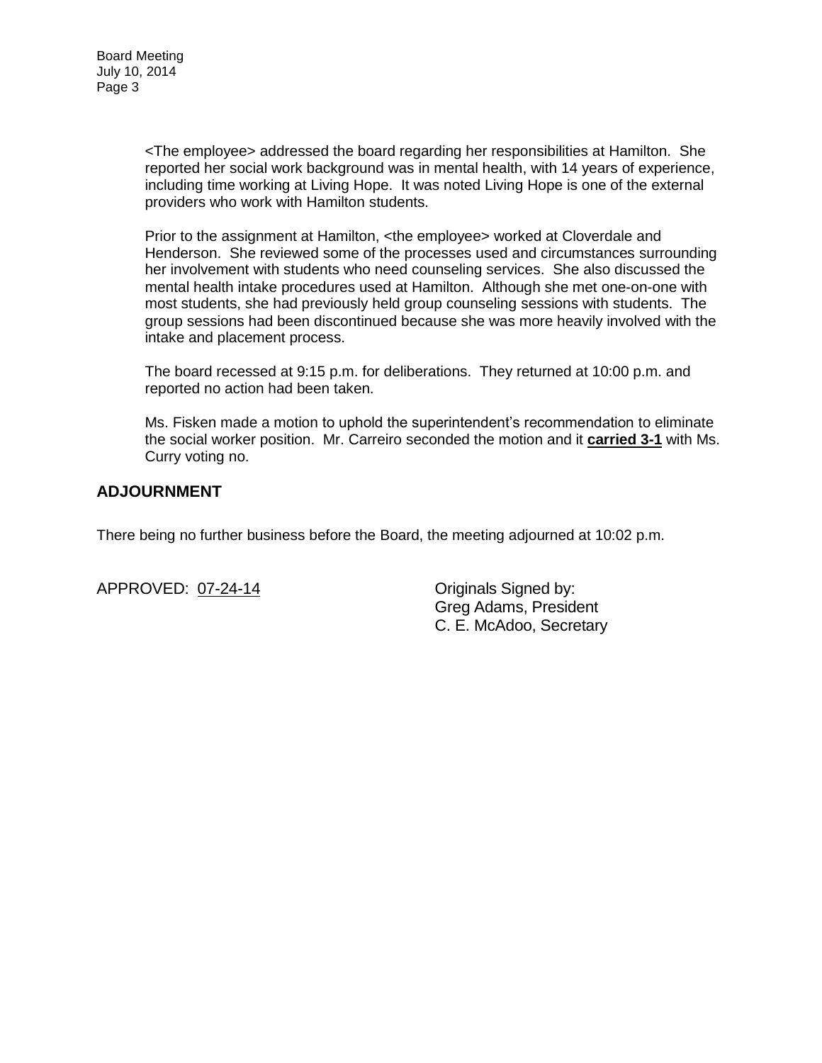<The employee> addressed the board regarding her responsibilities at Hamilton. She reported her social work background was in mental health, with 14 years of experience, including time working at Living Hope. It was noted Living Hope is one of the external providers who work with Hamilton students.

Prior to the assignment at Hamilton, <the employee> worked at Cloverdale and Henderson. She reviewed some of the processes used and circumstances surrounding her involvement with students who need counseling services. She also discussed the mental health intake procedures used at Hamilton. Although she met one-on-one with most students, she had previously held group counseling sessions with students. The group sessions had been discontinued because she was more heavily involved with the intake and placement process.

The board recessed at 9:15 p.m. for deliberations. They returned at 10:00 p.m. and reported no action had been taken.

Ms. Fisken made a motion to uphold the superintendent's recommendation to eliminate the social worker position. Mr. Carreiro seconded the motion and it **carried 3-1** with Ms. Curry voting no.

## ADJOURNMENT

There being no further business before the Board, the meeting adjourned at 10:02 p.m.

APPROVED: 07-24-14

Originals Signed by:
Greg Adams, President
C. E. McAdoo, Secretary